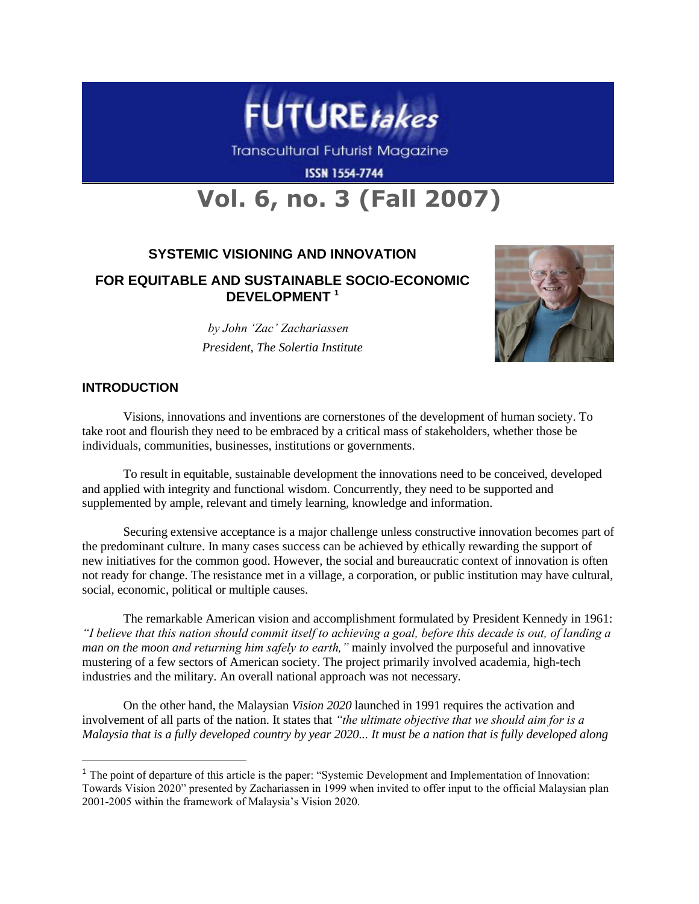# SYSTEMIC VISIONING AND INNOVATION

## FOR EQUITABLE AND SUSTAINABLE SOCIO-ECONOMIC DEVELOPMENT [1]

*by John 'Zac' Zachariassen*

*President, The Solertia Institute*

### INTRODUCTION

Visions, innovations and inventions are cornerstones of the development of human society. To take root and flourish they need to be embraced by a critical mass of stakeholders, whether those be individuals, communities, businesses, institutions or governments.

To result in equitable, sustainable development the innovations need to be conceived, developed and applied with integrity and functional wisdom. Concurrently, they need to be supported and supplemented by ample, relevant and timely learning, knowledge and information.

Securing extensive acceptance is a major challenge unless constructive innovation becomes part of the predominant culture. In many cases success can be achieved by ethically rewarding the support of new initiatives for the common good. However, the social and bureaucratic context of innovation is often not ready for change. The resistance met in a village, a corporation, or public institution may have cultural, social, economic, political or multiple causes.

The remarkable American vision and accomplishment formulated by President Kennedy in 1961: *"I believe that this nation should commit itself to achieving a goal, before this decade is out, of landing a man on the moon and returning him safely to earth,"* mainly involved the purposeful and innovative mustering of a few sectors of American society. The project primarily involved academia, high-tech industries and the military. An overall national approach was not necessary.

On the other hand, the Malaysian *Vision 2020* launched in 1991 requires the activation and involvement of all parts of the nation. It states that *"the ultimate objective that we should aim for is a Malaysia that is a fully developed country by year 2020... It must be a nation that is fully developed along*

---

[1] The point of departure of this article is the paper: "Systemic Development and Implementation of Innovation: Towards Vision 2020" presented by Zachariassen in 1999 when invited to offer input to the official Malaysian plan 2001-2005 within the framework of Malaysia's Vision 2020.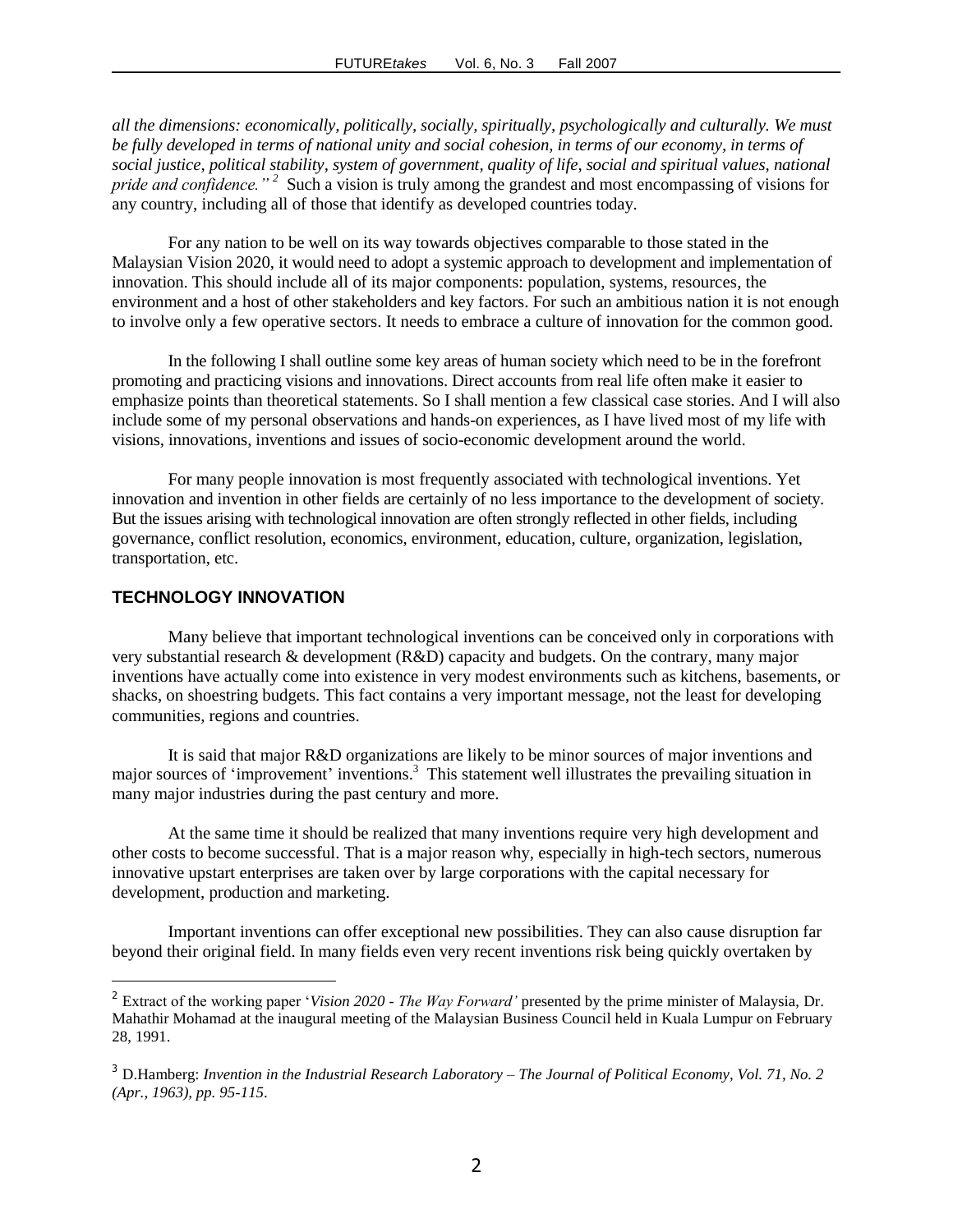*all the dimensions: economically, politically, socially, spiritually, psychologically and culturally. We must be fully developed in terms of national unity and social cohesion, in terms of our economy, in terms of social justice, political stability, system of government, quality of life, social and spiritual values, national pride and confidence."* [2] Such a vision is truly among the grandest and most encompassing of visions for any country, including all of those that identify as developed countries today.

For any nation to be well on its way towards objectives comparable to those stated in the Malaysian Vision 2020, it would need to adopt a systemic approach to development and implementation of innovation. This should include all of its major components: population, systems, resources, the environment and a host of other stakeholders and key factors. For such an ambitious nation it is not enough to involve only a few operative sectors. It needs to embrace a culture of innovation for the common good.

In the following I shall outline some key areas of human society which need to be in the forefront promoting and practicing visions and innovations. Direct accounts from real life often make it easier to emphasize points than theoretical statements. So I shall mention a few classical case stories. And I will also include some of my personal observations and hands-on experiences, as I have lived most of my life with visions, innovations, inventions and issues of socio-economic development around the world.

For many people innovation is most frequently associated with technological inventions. Yet innovation and invention in other fields are certainly of no less importance to the development of society. But the issues arising with technological innovation are often strongly reflected in other fields, including governance, conflict resolution, economics, environment, education, culture, organization, legislation, transportation, etc.

## TECHNOLOGY INNOVATION

Many believe that important technological inventions can be conceived only in corporations with very substantial research & development (R&D) capacity and budgets. On the contrary, many major inventions have actually come into existence in very modest environments such as kitchens, basements, or shacks, on shoestring budgets. This fact contains a very important message, not the least for developing communities, regions and countries.

It is said that major R&D organizations are likely to be minor sources of major inventions and major sources of 'improvement' inventions.[3] This statement well illustrates the prevailing situation in many major industries during the past century and more.

At the same time it should be realized that many inventions require very high development and other costs to become successful. That is a major reason why, especially in high-tech sectors, numerous innovative upstart enterprises are taken over by large corporations with the capital necessary for development, production and marketing.

Important inventions can offer exceptional new possibilities. They can also cause disruption far beyond their original field. In many fields even very recent inventions risk being quickly overtaken by

---

[2] Extract of the working paper '*Vision 2020 - The Way Forward'* presented by the prime minister of Malaysia, Dr. Mahathir Mohamad at the inaugural meeting of the Malaysian Business Council held in Kuala Lumpur on February 28, 1991.

[3] D.Hamberg: *Invention in the Industrial Research Laboratory – The Journal of Political Economy, Vol. 71, No. 2 (Apr., 1963), pp. 95-115*.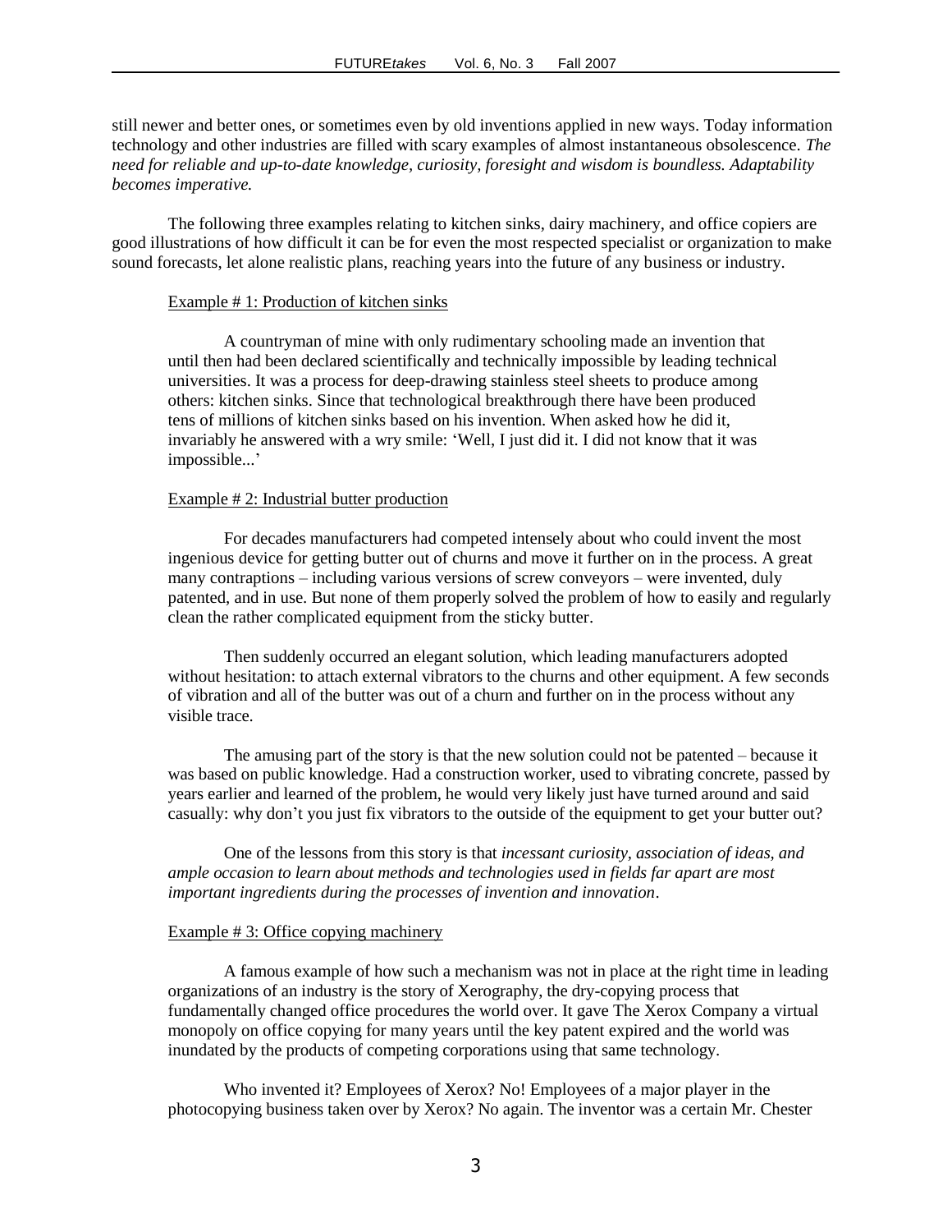still newer and better ones, or sometimes even by old inventions applied in new ways. Today information technology and other industries are filled with scary examples of almost instantaneous obsolescence. *The need for reliable and up-to-date knowledge, curiosity, foresight and wisdom is boundless. Adaptability becomes imperative.*

The following three examples relating to kitchen sinks, dairy machinery, and office copiers are good illustrations of how difficult it can be for even the most respected specialist or organization to make sound forecasts, let alone realistic plans, reaching years into the future of any business or industry.

Example # 1: Production of kitchen sinks

> A countryman of mine with only rudimentary schooling made an invention that until then had been declared scientifically and technically impossible by leading technical universities. It was a process for deep-drawing stainless steel sheets to produce among others: kitchen sinks. Since that technological breakthrough there have been produced tens of millions of kitchen sinks based on his invention. When asked how he did it, invariably he answered with a wry smile: 'Well, I just did it. I did not know that it was impossible...'

Example # 2: Industrial butter production

> For decades manufacturers had competed intensely about who could invent the most ingenious device for getting butter out of churns and move it further on in the process. A great many contraptions – including various versions of screw conveyors – were invented, duly patented, and in use. But none of them properly solved the problem of how to easily and regularly clean the rather complicated equipment from the sticky butter.
>
> Then suddenly occurred an elegant solution, which leading manufacturers adopted without hesitation: to attach external vibrators to the churns and other equipment. A few seconds of vibration and all of the butter was out of a churn and further on in the process without any visible trace.
>
> The amusing part of the story is that the new solution could not be patented – because it was based on public knowledge. Had a construction worker, used to vibrating concrete, passed by years earlier and learned of the problem, he would very likely just have turned around and said casually: why don't you just fix vibrators to the outside of the equipment to get your butter out?
>
> One of the lessons from this story is that *incessant curiosity, association of ideas, and ample occasion to learn about methods and technologies used in fields far apart are most important ingredients during the processes of invention and innovation*.

Example # 3: Office copying machinery

> A famous example of how such a mechanism was not in place at the right time in leading organizations of an industry is the story of Xerography, the dry-copying process that fundamentally changed office procedures the world over. It gave The Xerox Company a virtual monopoly on office copying for many years until the key patent expired and the world was inundated by the products of competing corporations using that same technology.
>
> Who invented it? Employees of Xerox? No! Employees of a major player in the photocopying business taken over by Xerox? No again. The inventor was a certain Mr. Chester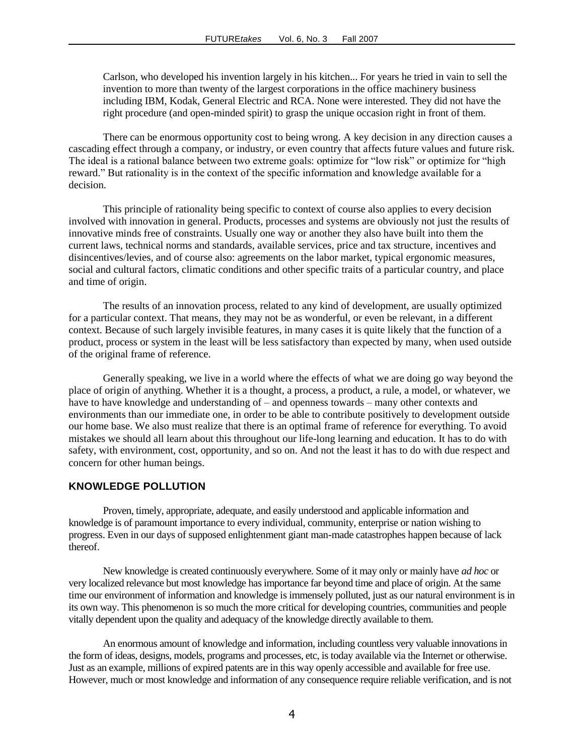> Carlson, who developed his invention largely in his kitchen... For years he tried in vain to sell the invention to more than twenty of the largest corporations in the office machinery business including IBM, Kodak, General Electric and RCA. None were interested. They did not have the right procedure (and open-minded spirit) to grasp the unique occasion right in front of them.

There can be enormous opportunity cost to being wrong. A key decision in any direction causes a cascading effect through a company, or industry, or even country that affects future values and future risk. The ideal is a rational balance between two extreme goals: optimize for "low risk" or optimize for "high reward." But rationality is in the context of the specific information and knowledge available for a decision.

This principle of rationality being specific to context of course also applies to every decision involved with innovation in general. Products, processes and systems are obviously not just the results of innovative minds free of constraints. Usually one way or another they also have built into them the current laws, technical norms and standards, available services, price and tax structure, incentives and disincentives/levies, and of course also: agreements on the labor market, typical ergonomic measures, social and cultural factors, climatic conditions and other specific traits of a particular country, and place and time of origin.

The results of an innovation process, related to any kind of development, are usually optimized for a particular context. That means, they may not be as wonderful, or even be relevant, in a different context. Because of such largely invisible features, in many cases it is quite likely that the function of a product, process or system in the least will be less satisfactory than expected by many, when used outside of the original frame of reference.

Generally speaking, we live in a world where the effects of what we are doing go way beyond the place of origin of anything. Whether it is a thought, a process, a product, a rule, a model, or whatever, we have to have knowledge and understanding of – and openness towards – many other contexts and environments than our immediate one, in order to be able to contribute positively to development outside our home base. We also must realize that there is an optimal frame of reference for everything. To avoid mistakes we should all learn about this throughout our life-long learning and education. It has to do with safety, with environment, cost, opportunity, and so on. And not the least it has to do with due respect and concern for other human beings.

## KNOWLEDGE POLLUTION

Proven, timely, appropriate, adequate, and easily understood and applicable information and knowledge is of paramount importance to every individual, community, enterprise or nation wishing to progress. Even in our days of supposed enlightenment giant man-made catastrophes happen because of lack thereof.

New knowledge is created continuously everywhere. Some of it may only or mainly have *ad hoc* or very localized relevance but most knowledge has importance far beyond time and place of origin. At the same time our environment of information and knowledge is immensely polluted, just as our natural environment is in its own way. This phenomenon is so much the more critical for developing countries, communities and people vitally dependent upon the quality and adequacy of the knowledge directly available to them.

An enormous amount of knowledge and information, including countless very valuable innovations in the form of ideas, designs, models, programs and processes, etc, is today available via the Internet or otherwise. Just as an example, millions of expired patents are in this way openly accessible and available for free use. However, much or most knowledge and information of any consequence require reliable verification, and is not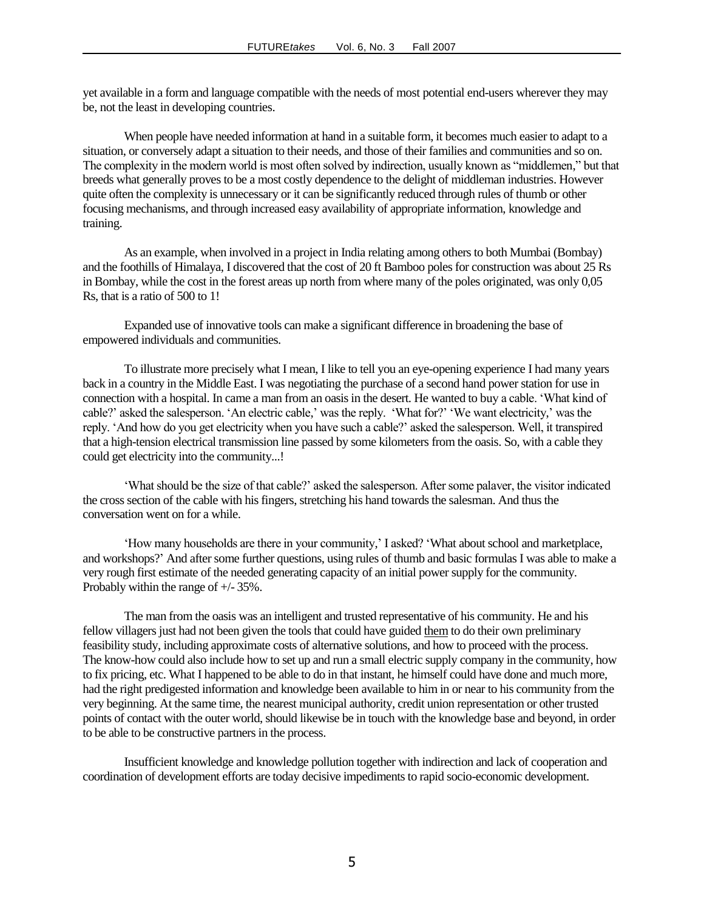yet available in a form and language compatible with the needs of most potential end-users wherever they may be, not the least in developing countries.

When people have needed information at hand in a suitable form, it becomes much easier to adapt to a situation, or conversely adapt a situation to their needs, and those of their families and communities and so on. The complexity in the modern world is most often solved by indirection, usually known as "middlemen," but that breeds what generally proves to be a most costly dependence to the delight of middleman industries. However quite often the complexity is unnecessary or it can be significantly reduced through rules of thumb or other focusing mechanisms, and through increased easy availability of appropriate information, knowledge and training.

As an example, when involved in a project in India relating among others to both Mumbai (Bombay) and the foothills of Himalaya, I discovered that the cost of 20 ft Bamboo poles for construction was about 25 Rs in Bombay, while the cost in the forest areas up north from where many of the poles originated, was only 0,05 Rs, that is a ratio of 500 to 1!

Expanded use of innovative tools can make a significant difference in broadening the base of empowered individuals and communities.

To illustrate more precisely what I mean, I like to tell you an eye-opening experience I had many years back in a country in the Middle East. I was negotiating the purchase of a second hand power station for use in connection with a hospital. In came a man from an oasis in the desert. He wanted to buy a cable. 'What kind of cable?' asked the salesperson. 'An electric cable,' was the reply. 'What for?' 'We want electricity,' was the reply. 'And how do you get electricity when you have such a cable?' asked the salesperson. Well, it transpired that a high-tension electrical transmission line passed by some kilometers from the oasis. So, with a cable they could get electricity into the community...!

'What should be the size of that cable?' asked the salesperson. After some palaver, the visitor indicated the cross section of the cable with his fingers, stretching his hand towards the salesman. And thus the conversation went on for a while.

'How many households are there in your community,' I asked? 'What about school and marketplace, and workshops?' And after some further questions, using rules of thumb and basic formulas I was able to make a very rough first estimate of the needed generating capacity of an initial power supply for the community. Probably within the range of +/- 35%.

The man from the oasis was an intelligent and trusted representative of his community. He and his fellow villagers just had not been given the tools that could have guided <u>them</u> to do their own preliminary feasibility study, including approximate costs of alternative solutions, and how to proceed with the process. The know-how could also include how to set up and run a small electric supply company in the community, how to fix pricing, etc. What I happened to be able to do in that instant, he himself could have done and much more, had the right predigested information and knowledge been available to him in or near to his community from the very beginning. At the same time, the nearest municipal authority, credit union representation or other trusted points of contact with the outer world, should likewise be in touch with the knowledge base and beyond, in order to be able to be constructive partners in the process.

Insufficient knowledge and knowledge pollution together with indirection and lack of cooperation and coordination of development efforts are today decisive impediments to rapid socio-economic development.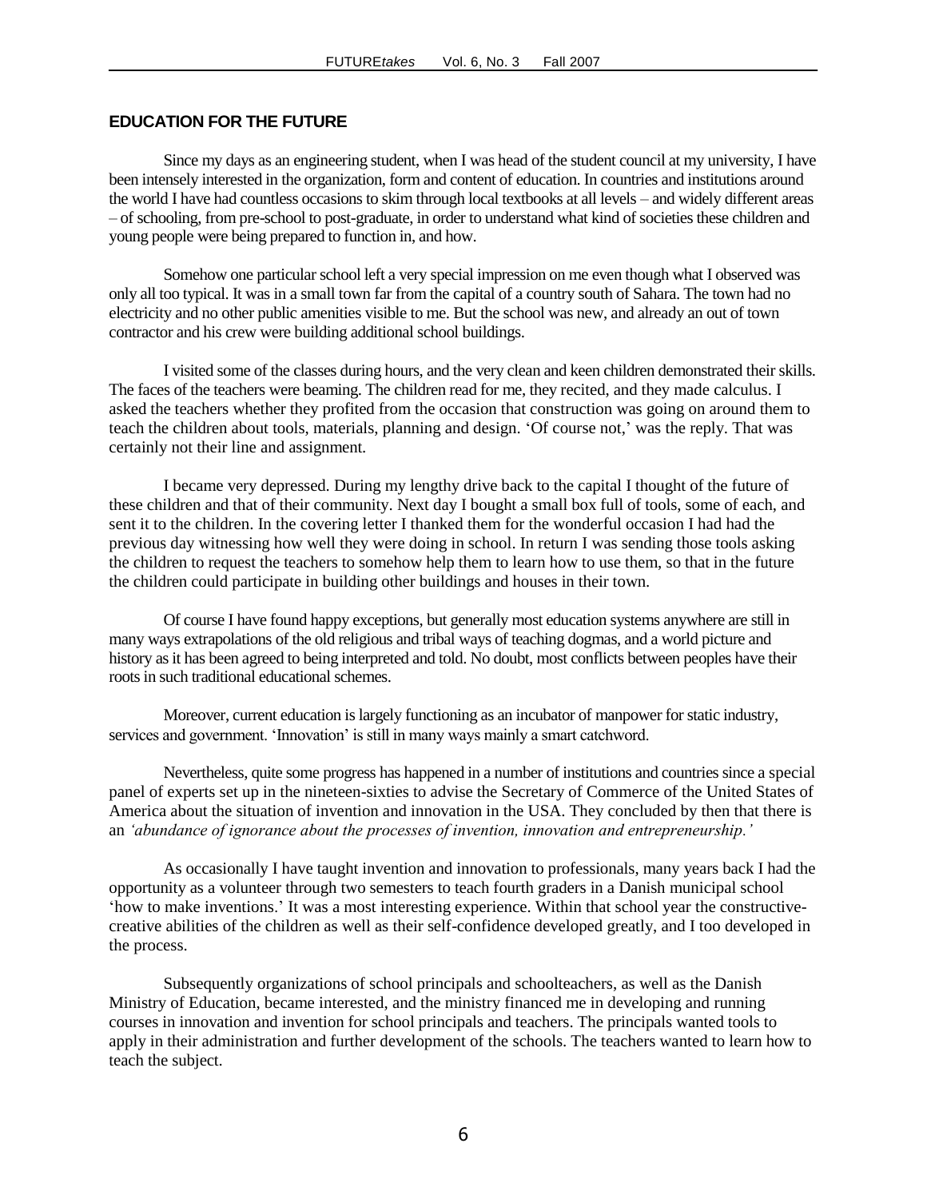## EDUCATION FOR THE FUTURE

Since my days as an engineering student, when I was head of the student council at my university, I have been intensely interested in the organization, form and content of education. In countries and institutions around the world I have had countless occasions to skim through local textbooks at all levels – and widely different areas – of schooling, from pre-school to post-graduate, in order to understand what kind of societies these children and young people were being prepared to function in, and how.

Somehow one particular school left a very special impression on me even though what I observed was only all too typical. It was in a small town far from the capital of a country south of Sahara. The town had no electricity and no other public amenities visible to me. But the school was new, and already an out of town contractor and his crew were building additional school buildings.

I visited some of the classes during hours, and the very clean and keen children demonstrated their skills. The faces of the teachers were beaming. The children read for me, they recited, and they made calculus. I asked the teachers whether they profited from the occasion that construction was going on around them to teach the children about tools, materials, planning and design. 'Of course not,' was the reply. That was certainly not their line and assignment.

I became very depressed. During my lengthy drive back to the capital I thought of the future of these children and that of their community. Next day I bought a small box full of tools, some of each, and sent it to the children. In the covering letter I thanked them for the wonderful occasion I had had the previous day witnessing how well they were doing in school. In return I was sending those tools asking the children to request the teachers to somehow help them to learn how to use them, so that in the future the children could participate in building other buildings and houses in their town.

Of course I have found happy exceptions, but generally most education systems anywhere are still in many ways extrapolations of the old religious and tribal ways of teaching dogmas, and a world picture and history as it has been agreed to being interpreted and told. No doubt, most conflicts between peoples have their roots in such traditional educational schemes.

Moreover, current education is largely functioning as an incubator of manpower for static industry, services and government. 'Innovation' is still in many ways mainly a smart catchword.

Nevertheless, quite some progress has happened in a number of institutions and countries since a special panel of experts set up in the nineteen-sixties to advise the Secretary of Commerce of the United States of America about the situation of invention and innovation in the USA. They concluded by then that there is an *'abundance of ignorance about the processes of invention, innovation and entrepreneurship.'*

As occasionally I have taught invention and innovation to professionals, many years back I had the opportunity as a volunteer through two semesters to teach fourth graders in a Danish municipal school 'how to make inventions.' It was a most interesting experience. Within that school year the constructive-creative abilities of the children as well as their self-confidence developed greatly, and I too developed in the process.

Subsequently organizations of school principals and schoolteachers, as well as the Danish Ministry of Education, became interested, and the ministry financed me in developing and running courses in innovation and invention for school principals and teachers. The principals wanted tools to apply in their administration and further development of the schools. The teachers wanted to learn how to teach the subject.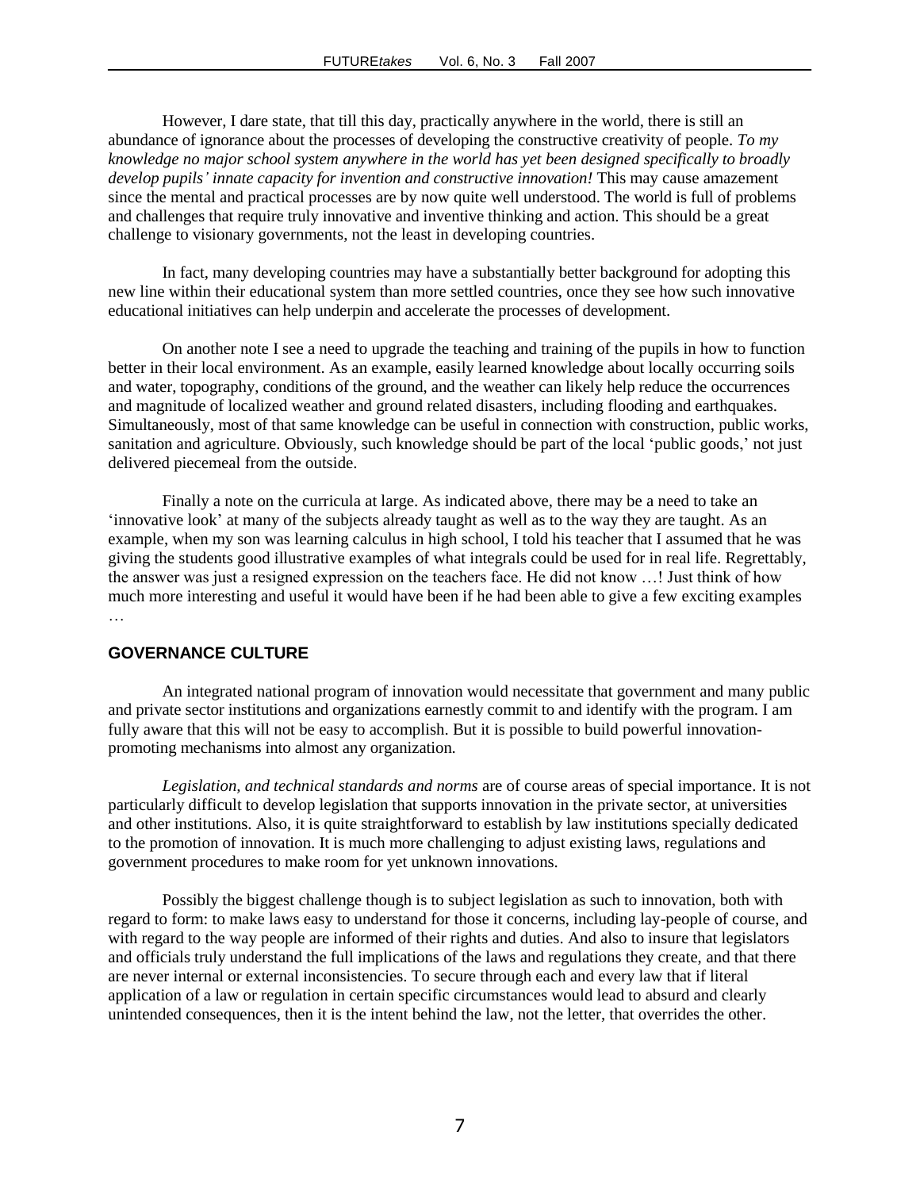However, I dare state, that till this day, practically anywhere in the world, there is still an abundance of ignorance about the processes of developing the constructive creativity of people. *To my knowledge no major school system anywhere in the world has yet been designed specifically to broadly develop pupils' innate capacity for invention and constructive innovation!* This may cause amazement since the mental and practical processes are by now quite well understood. The world is full of problems and challenges that require truly innovative and inventive thinking and action. This should be a great challenge to visionary governments, not the least in developing countries.

In fact, many developing countries may have a substantially better background for adopting this new line within their educational system than more settled countries, once they see how such innovative educational initiatives can help underpin and accelerate the processes of development.

On another note I see a need to upgrade the teaching and training of the pupils in how to function better in their local environment. As an example, easily learned knowledge about locally occurring soils and water, topography, conditions of the ground, and the weather can likely help reduce the occurrences and magnitude of localized weather and ground related disasters, including flooding and earthquakes. Simultaneously, most of that same knowledge can be useful in connection with construction, public works, sanitation and agriculture. Obviously, such knowledge should be part of the local 'public goods,' not just delivered piecemeal from the outside.

Finally a note on the curricula at large. As indicated above, there may be a need to take an 'innovative look' at many of the subjects already taught as well as to the way they are taught. As an example, when my son was learning calculus in high school, I told his teacher that I assumed that he was giving the students good illustrative examples of what integrals could be used for in real life. Regrettably, the answer was just a resigned expression on the teachers face. He did not know …! Just think of how much more interesting and useful it would have been if he had been able to give a few exciting examples …

## GOVERNANCE CULTURE

An integrated national program of innovation would necessitate that government and many public and private sector institutions and organizations earnestly commit to and identify with the program. I am fully aware that this will not be easy to accomplish. But it is possible to build powerful innovation-promoting mechanisms into almost any organization.

*Legislation, and technical standards and norms* are of course areas of special importance. It is not particularly difficult to develop legislation that supports innovation in the private sector, at universities and other institutions. Also, it is quite straightforward to establish by law institutions specially dedicated to the promotion of innovation. It is much more challenging to adjust existing laws, regulations and government procedures to make room for yet unknown innovations.

Possibly the biggest challenge though is to subject legislation as such to innovation, both with regard to form: to make laws easy to understand for those it concerns, including lay-people of course, and with regard to the way people are informed of their rights and duties. And also to insure that legislators and officials truly understand the full implications of the laws and regulations they create, and that there are never internal or external inconsistencies. To secure through each and every law that if literal application of a law or regulation in certain specific circumstances would lead to absurd and clearly unintended consequences, then it is the intent behind the law, not the letter, that overrides the other.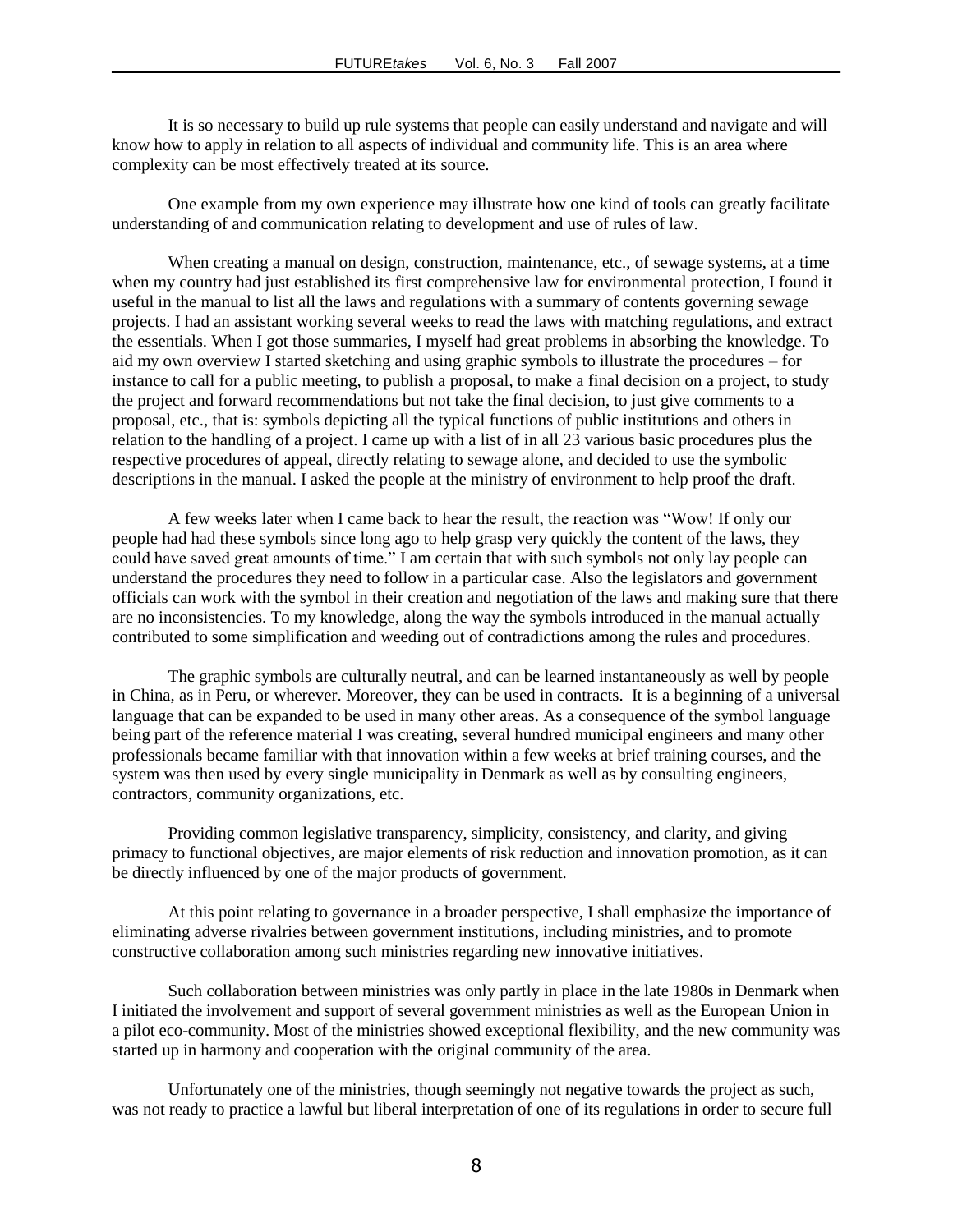It is so necessary to build up rule systems that people can easily understand and navigate and will know how to apply in relation to all aspects of individual and community life. This is an area where complexity can be most effectively treated at its source.

One example from my own experience may illustrate how one kind of tools can greatly facilitate understanding of and communication relating to development and use of rules of law.

When creating a manual on design, construction, maintenance, etc., of sewage systems, at a time when my country had just established its first comprehensive law for environmental protection, I found it useful in the manual to list all the laws and regulations with a summary of contents governing sewage projects. I had an assistant working several weeks to read the laws with matching regulations, and extract the essentials. When I got those summaries, I myself had great problems in absorbing the knowledge. To aid my own overview I started sketching and using graphic symbols to illustrate the procedures – for instance to call for a public meeting, to publish a proposal, to make a final decision on a project, to study the project and forward recommendations but not take the final decision, to just give comments to a proposal, etc., that is: symbols depicting all the typical functions of public institutions and others in relation to the handling of a project. I came up with a list of in all 23 various basic procedures plus the respective procedures of appeal, directly relating to sewage alone, and decided to use the symbolic descriptions in the manual. I asked the people at the ministry of environment to help proof the draft.

A few weeks later when I came back to hear the result, the reaction was "Wow! If only our people had had these symbols since long ago to help grasp very quickly the content of the laws, they could have saved great amounts of time." I am certain that with such symbols not only lay people can understand the procedures they need to follow in a particular case. Also the legislators and government officials can work with the symbol in their creation and negotiation of the laws and making sure that there are no inconsistencies. To my knowledge, along the way the symbols introduced in the manual actually contributed to some simplification and weeding out of contradictions among the rules and procedures.

The graphic symbols are culturally neutral, and can be learned instantaneously as well by people in China, as in Peru, or wherever. Moreover, they can be used in contracts. It is a beginning of a universal language that can be expanded to be used in many other areas. As a consequence of the symbol language being part of the reference material I was creating, several hundred municipal engineers and many other professionals became familiar with that innovation within a few weeks at brief training courses, and the system was then used by every single municipality in Denmark as well as by consulting engineers, contractors, community organizations, etc.

Providing common legislative transparency, simplicity, consistency, and clarity, and giving primacy to functional objectives, are major elements of risk reduction and innovation promotion, as it can be directly influenced by one of the major products of government.

At this point relating to governance in a broader perspective, I shall emphasize the importance of eliminating adverse rivalries between government institutions, including ministries, and to promote constructive collaboration among such ministries regarding new innovative initiatives.

Such collaboration between ministries was only partly in place in the late 1980s in Denmark when I initiated the involvement and support of several government ministries as well as the European Union in a pilot eco-community. Most of the ministries showed exceptional flexibility, and the new community was started up in harmony and cooperation with the original community of the area.

Unfortunately one of the ministries, though seemingly not negative towards the project as such, was not ready to practice a lawful but liberal interpretation of one of its regulations in order to secure full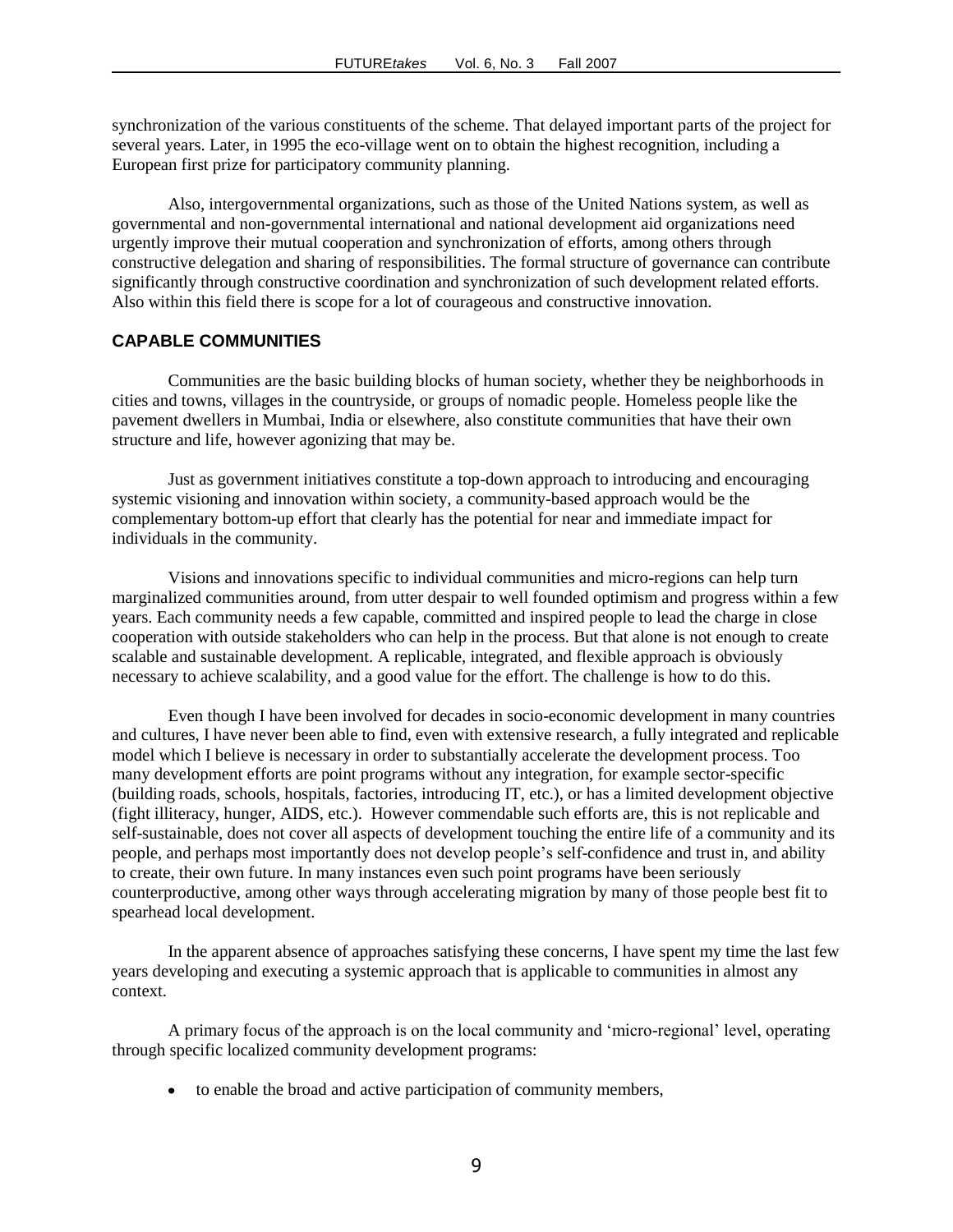synchronization of the various constituents of the scheme. That delayed important parts of the project for several years. Later, in 1995 the eco-village went on to obtain the highest recognition, including a European first prize for participatory community planning.

Also, intergovernmental organizations, such as those of the United Nations system, as well as governmental and non-governmental international and national development aid organizations need urgently improve their mutual cooperation and synchronization of efforts, among others through constructive delegation and sharing of responsibilities. The formal structure of governance can contribute significantly through constructive coordination and synchronization of such development related efforts. Also within this field there is scope for a lot of courageous and constructive innovation.

## CAPABLE COMMUNITIES

Communities are the basic building blocks of human society, whether they be neighborhoods in cities and towns, villages in the countryside, or groups of nomadic people. Homeless people like the pavement dwellers in Mumbai, India or elsewhere, also constitute communities that have their own structure and life, however agonizing that may be.

Just as government initiatives constitute a top-down approach to introducing and encouraging systemic visioning and innovation within society, a community-based approach would be the complementary bottom-up effort that clearly has the potential for near and immediate impact for individuals in the community.

Visions and innovations specific to individual communities and micro-regions can help turn marginalized communities around, from utter despair to well founded optimism and progress within a few years. Each community needs a few capable, committed and inspired people to lead the charge in close cooperation with outside stakeholders who can help in the process. But that alone is not enough to create scalable and sustainable development. A replicable, integrated, and flexible approach is obviously necessary to achieve scalability, and a good value for the effort. The challenge is how to do this.

Even though I have been involved for decades in socio-economic development in many countries and cultures, I have never been able to find, even with extensive research, a fully integrated and replicable model which I believe is necessary in order to substantially accelerate the development process. Too many development efforts are point programs without any integration, for example sector-specific (building roads, schools, hospitals, factories, introducing IT, etc.), or has a limited development objective (fight illiteracy, hunger, AIDS, etc.). However commendable such efforts are, this is not replicable and self-sustainable, does not cover all aspects of development touching the entire life of a community and its people, and perhaps most importantly does not develop people's self-confidence and trust in, and ability to create, their own future. In many instances even such point programs have been seriously counterproductive, among other ways through accelerating migration by many of those people best fit to spearhead local development.

In the apparent absence of approaches satisfying these concerns, I have spent my time the last few years developing and executing a systemic approach that is applicable to communities in almost any context.

A primary focus of the approach is on the local community and 'micro-regional' level, operating through specific localized community development programs:

- to enable the broad and active participation of community members,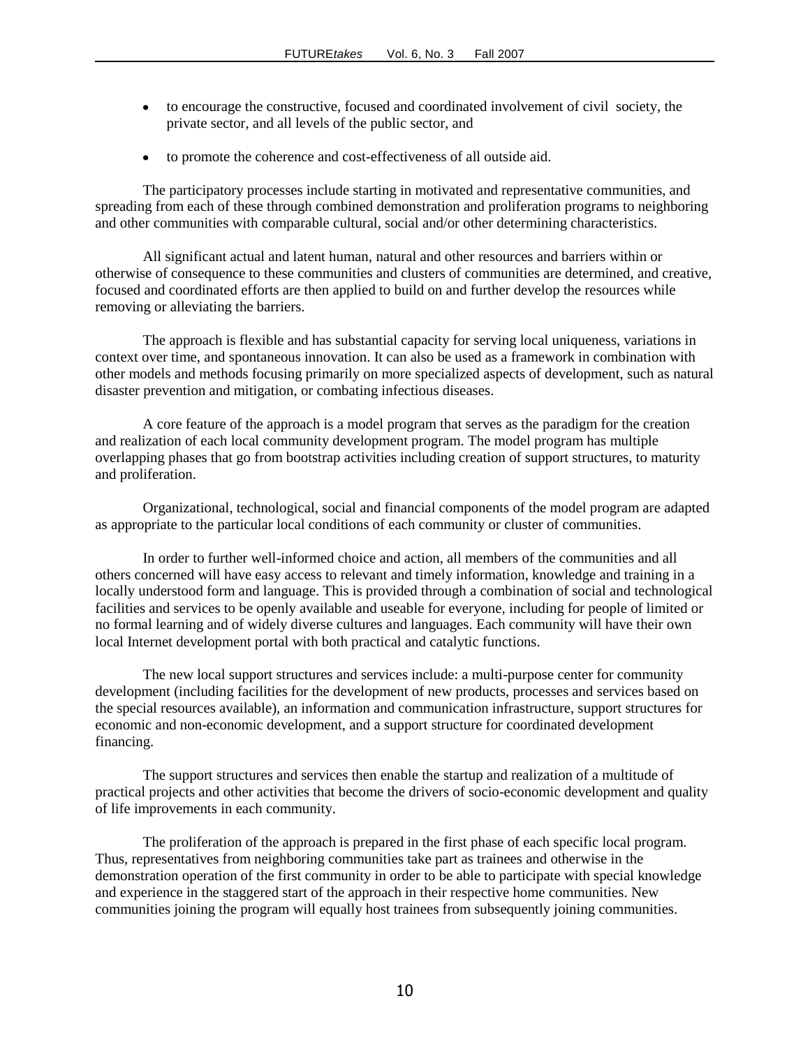- to encourage the constructive, focused and coordinated involvement of civil society, the private sector, and all levels of the public sector, and
- to promote the coherence and cost-effectiveness of all outside aid.

The participatory processes include starting in motivated and representative communities, and spreading from each of these through combined demonstration and proliferation programs to neighboring and other communities with comparable cultural, social and/or other determining characteristics.

All significant actual and latent human, natural and other resources and barriers within or otherwise of consequence to these communities and clusters of communities are determined, and creative, focused and coordinated efforts are then applied to build on and further develop the resources while removing or alleviating the barriers.

The approach is flexible and has substantial capacity for serving local uniqueness, variations in context over time, and spontaneous innovation. It can also be used as a framework in combination with other models and methods focusing primarily on more specialized aspects of development, such as natural disaster prevention and mitigation, or combating infectious diseases.

A core feature of the approach is a model program that serves as the paradigm for the creation and realization of each local community development program. The model program has multiple overlapping phases that go from bootstrap activities including creation of support structures, to maturity and proliferation.

Organizational, technological, social and financial components of the model program are adapted as appropriate to the particular local conditions of each community or cluster of communities.

In order to further well-informed choice and action, all members of the communities and all others concerned will have easy access to relevant and timely information, knowledge and training in a locally understood form and language. This is provided through a combination of social and technological facilities and services to be openly available and useable for everyone, including for people of limited or no formal learning and of widely diverse cultures and languages. Each community will have their own local Internet development portal with both practical and catalytic functions.

The new local support structures and services include: a multi-purpose center for community development (including facilities for the development of new products, processes and services based on the special resources available), an information and communication infrastructure, support structures for economic and non-economic development, and a support structure for coordinated development financing.

The support structures and services then enable the startup and realization of a multitude of practical projects and other activities that become the drivers of socio-economic development and quality of life improvements in each community.

The proliferation of the approach is prepared in the first phase of each specific local program. Thus, representatives from neighboring communities take part as trainees and otherwise in the demonstration operation of the first community in order to be able to participate with special knowledge and experience in the staggered start of the approach in their respective home communities. New communities joining the program will equally host trainees from subsequently joining communities.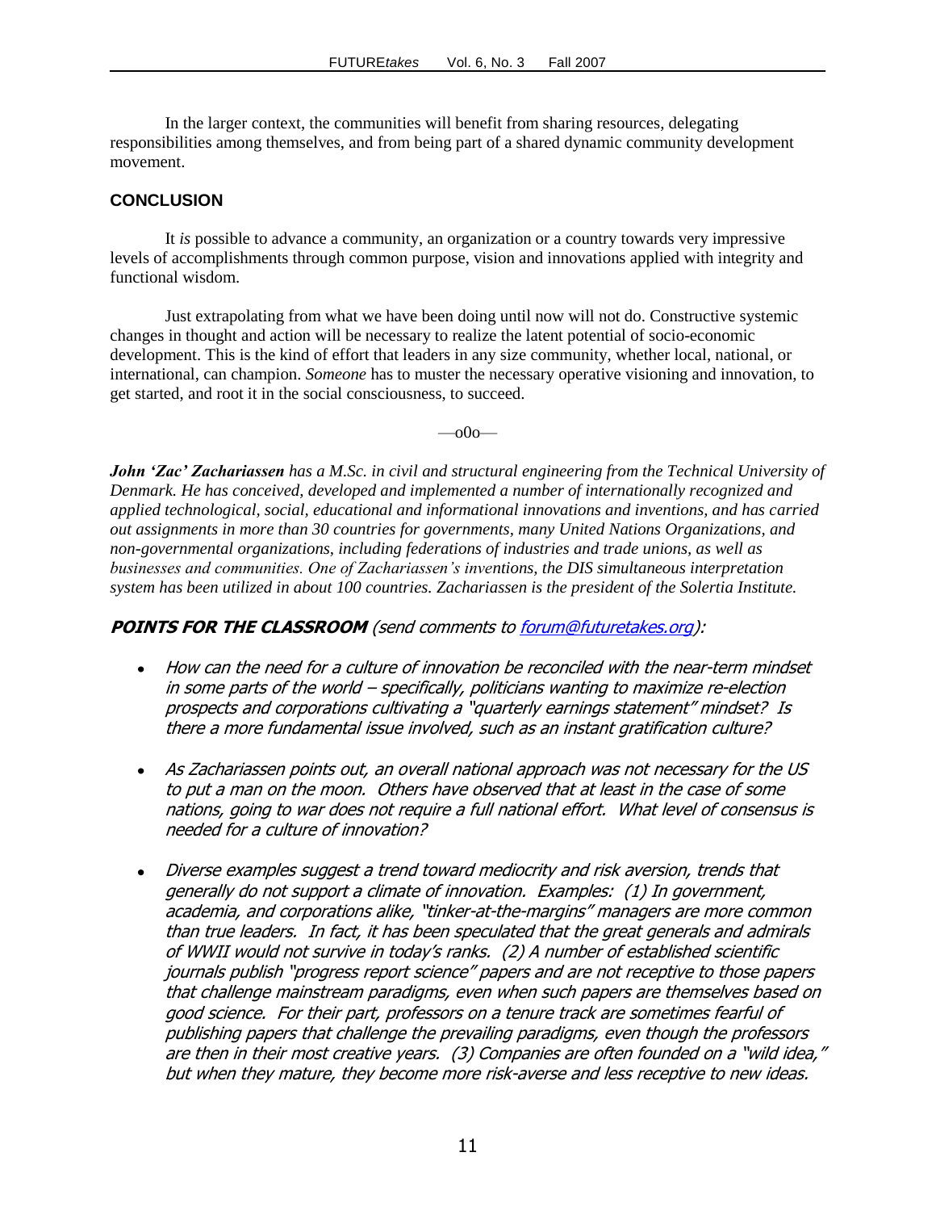In the larger context, the communities will benefit from sharing resources, delegating responsibilities among themselves, and from being part of a shared dynamic community development movement.

## CONCLUSION

It *is* possible to advance a community, an organization or a country towards very impressive levels of accomplishments through common purpose, vision and innovations applied with integrity and functional wisdom.

Just extrapolating from what we have been doing until now will not do. Constructive systemic changes in thought and action will be necessary to realize the latent potential of socio-economic development. This is the kind of effort that leaders in any size community, whether local, national, or international, can champion. *Someone* has to muster the necessary operative visioning and innovation, to get started, and root it in the social consciousness, to succeed.

—o0o—

***John 'Zac' Zachariassen*** *has a M.Sc. in civil and structural engineering from the Technical University of Denmark. He has conceived, developed and implemented a number of internationally recognized and applied technological, social, educational and informational innovations and inventions, and has carried out assignments in more than 30 countries for governments, many United Nations Organizations, and non-governmental organizations, including federations of industries and trade unions, as well as businesses and communities. One of Zachariassen's inventions, the DIS simultaneous interpretation system has been utilized in about 100 countries. Zachariassen is the president of the Solertia Institute.*

***POINTS FOR THE CLASSROOM*** *(send comments to [forum@futuretakes.org](mailto:forum@futuretakes.org)):*

- *How can the need for a culture of innovation be reconciled with the near-term mindset in some parts of the world – specifically, politicians wanting to maximize re-election prospects and corporations cultivating a "quarterly earnings statement" mindset? Is there a more fundamental issue involved, such as an instant gratification culture?*
- *As Zachariassen points out, an overall national approach was not necessary for the US to put a man on the moon. Others have observed that at least in the case of some nations, going to war does not require a full national effort. What level of consensus is needed for a culture of innovation?*
- *Diverse examples suggest a trend toward mediocrity and risk aversion, trends that generally do not support a climate of innovation. Examples: (1) In government, academia, and corporations alike, "tinker-at-the-margins" managers are more common than true leaders. In fact, it has been speculated that the great generals and admirals of WWII would not survive in today's ranks. (2) A number of established scientific journals publish "progress report science" papers and are not receptive to those papers that challenge mainstream paradigms, even when such papers are themselves based on good science. For their part, professors on a tenure track are sometimes fearful of publishing papers that challenge the prevailing paradigms, even though the professors are then in their most creative years. (3) Companies are often founded on a "wild idea," but when they mature, they become more risk-averse and less receptive to new ideas.*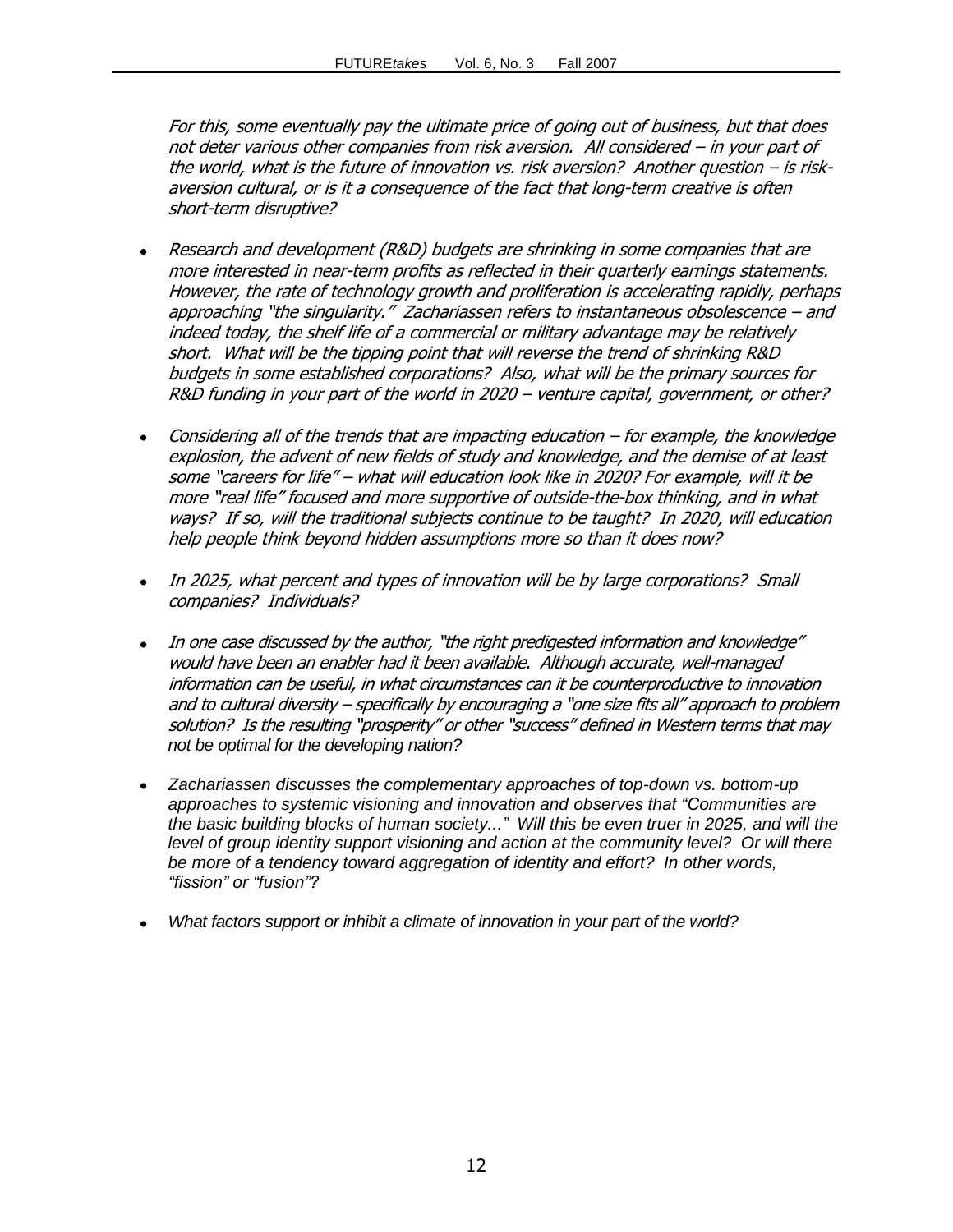*For this, some eventually pay the ultimate price of going out of business, but that does not deter various other companies from risk aversion. All considered – in your part of the world, what is the future of innovation vs. risk aversion? Another question – is risk-aversion cultural, or is it a consequence of the fact that long-term creative is often short-term disruptive?*

- *Research and development (R&D) budgets are shrinking in some companies that are more interested in near-term profits as reflected in their quarterly earnings statements. However, the rate of technology growth and proliferation is accelerating rapidly, perhaps approaching "the singularity." Zachariassen refers to instantaneous obsolescence – and indeed today, the shelf life of a commercial or military advantage may be relatively short. What will be the tipping point that will reverse the trend of shrinking R&D budgets in some established corporations? Also, what will be the primary sources for R&D funding in your part of the world in 2020 – venture capital, government, or other?*

- *Considering all of the trends that are impacting education – for example, the knowledge explosion, the advent of new fields of study and knowledge, and the demise of at least some "careers for life" – what will education look like in 2020? For example, will it be more "real life" focused and more supportive of outside-the-box thinking, and in what ways? If so, will the traditional subjects continue to be taught? In 2020, will education help people think beyond hidden assumptions more so than it does now?*

- *In 2025, what percent and types of innovation will be by large corporations? Small companies? Individuals?*

- *In one case discussed by the author, "the right predigested information and knowledge" would have been an enabler had it been available. Although accurate, well-managed information can be useful, in what circumstances can it be counterproductive to innovation and to cultural diversity – specifically by encouraging a "one size fits all" approach to problem solution? Is the resulting "prosperity" or other "success" defined in Western terms that may not be optimal for the developing nation?*

- *Zachariassen discusses the complementary approaches of top-down vs. bottom-up approaches to systemic visioning and innovation and observes that "Communities are the basic building blocks of human society…" Will this be even truer in 2025, and will the level of group identity support visioning and action at the community level? Or will there be more of a tendency toward aggregation of identity and effort? In other words, "fission" or "fusion"?*

- *What factors support or inhibit a climate of innovation in your part of the world?*